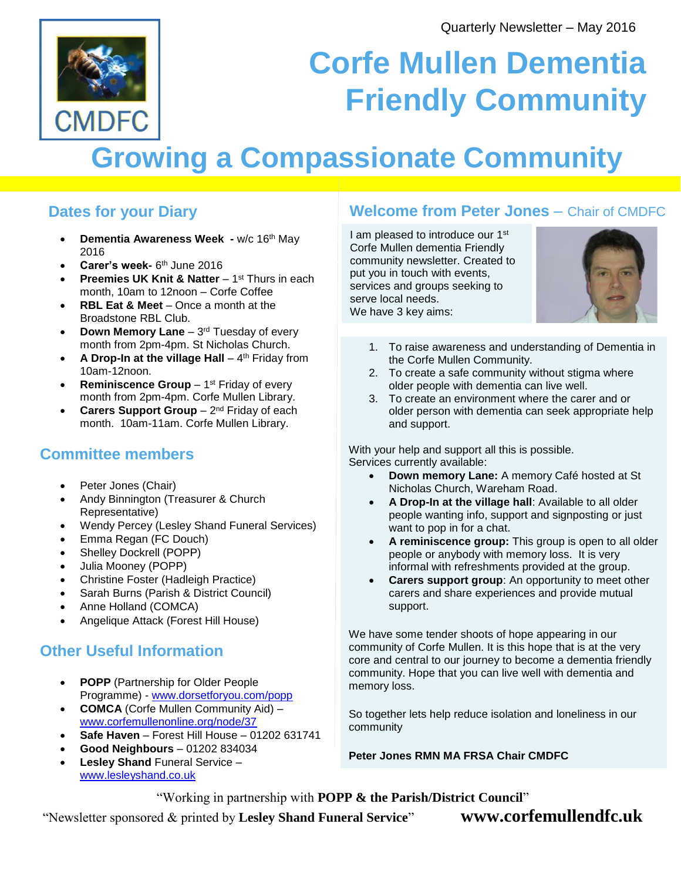Quarterly Newsletter – May 2016

CMDFC

# Corfe Mullen Dementia Friendly Community

## Growing a Compassionate Community

## Dates for your Diary

- **Dementia Awareness Week -** w/c 16th May 2016
- **Carer's week-** 6th June 2016
- **Preemies UK Knit & Natter** – 1st Thurs in each month, 10am to 12noon – Corfe Coffee
- **RBL Eat & Meet** – Once a month at the Broadstone RBL Club.
- **Down Memory Lane** – 3rd Tuesday of every month from 2pm-4pm. St Nicholas Church.
- **A Drop-In at the village Hall** – 4th Friday from 10am-12noon.
- **Reminiscence Group** – 1st Friday of every month from 2pm-4pm. Corfe Mullen Library.
- **Carers Support Group** – 2nd Friday of each month. 10am-11am. Corfe Mullen Library.

## Committee members

- Peter Jones (Chair)
- Andy Binnington (Treasurer & Church Representative)
- Wendy Percey (Lesley Shand Funeral Services)
- Emma Regan (FC Douch)
- Shelley Dockrell (POPP)
- Julia Mooney (POPP)
- Christine Foster (Hadleigh Practice)
- Sarah Burns (Parish & District Council)
- Anne Holland (COMCA)
- Angelique Attack (Forest Hill House)

## Other Useful Information

- **POPP** (Partnership for Older People Programme) - www.dorsetforyou.com/popp
- **COMCA** (Corfe Mullen Community Aid) – www.corfemullenonline.org/node/37
- **Safe Haven** – Forest Hill House – 01202 631741
- **Good Neighbours** – 01202 834034
- **Lesley Shand** Funeral Service – www.lesleyshand.co.uk

## Welcome from Peter Jones – Chair of CMDFC

I am pleased to introduce our 1st Corfe Mullen dementia Friendly community newsletter. Created to put you in touch with events, services and groups seeking to serve local needs.
We have 3 key aims:

1. To raise awareness and understanding of Dementia in the Corfe Mullen Community.
2. To create a safe community without stigma where older people with dementia can live well.
3. To create an environment where the carer and or older person with dementia can seek appropriate help and support.

With your help and support all this is possible.
Services currently available:

- **Down memory Lane:** A memory Café hosted at St Nicholas Church, Wareham Road.
- **A Drop-In at the village hall**: Available to all older people wanting info, support and signposting or just want to pop in for a chat.
- **A reminiscence group:** This group is open to all older people or anybody with memory loss. It is very informal with refreshments provided at the group.
- **Carers support group**: An opportunity to meet other carers and share experiences and provide mutual support.

We have some tender shoots of hope appearing in our community of Corfe Mullen. It is this hope that is at the very core and central to our journey to become a dementia friendly community. Hope that you can live well with dementia and memory loss.

So together lets help reduce isolation and loneliness in our community

**Peter Jones RMN MA FRSA Chair CMDFC**

"Working in partnership with **POPP & the Parish/District Council**"

"Newsletter sponsored & printed by **Lesley Shand Funeral Service**" **www.corfemullendfc.uk**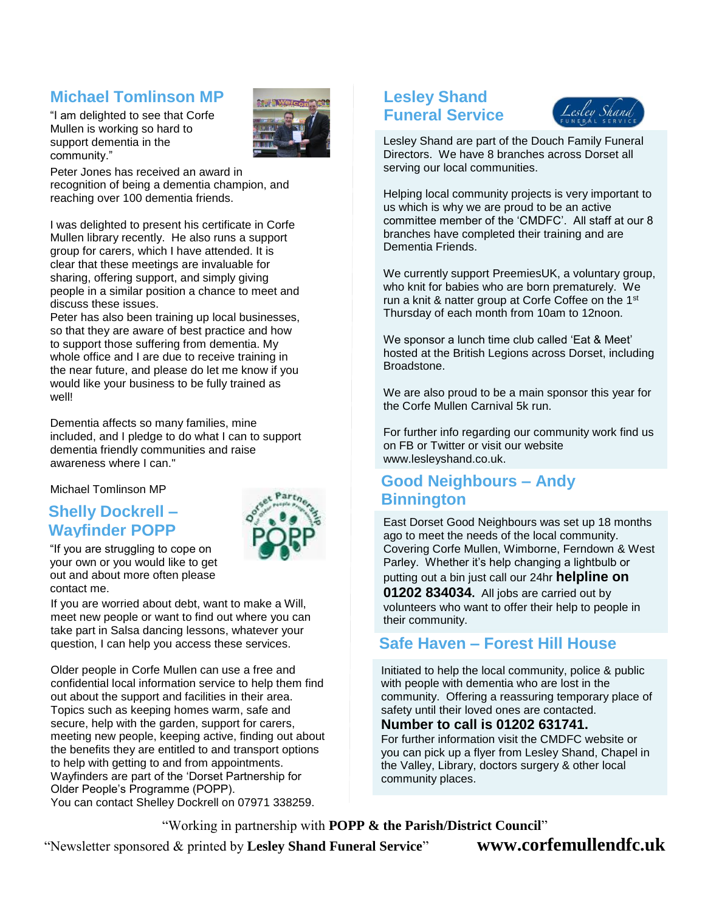## Michael Tomlinson MP

"I am delighted to see that Corfe Mullen is working so hard to support dementia in the community."

Peter Jones has received an award in recognition of being a dementia champion, and reaching over 100 dementia friends.

I was delighted to present his certificate in Corfe Mullen library recently. He also runs a support group for carers, which I have attended. It is clear that these meetings are invaluable for sharing, offering support, and simply giving people in a similar position a chance to meet and discuss these issues.

Peter has also been training up local businesses, so that they are aware of best practice and how to support those suffering from dementia. My whole office and I are due to receive training in the near future, and please do let me know if you would like your business to be fully trained as well!

Dementia affects so many families, mine included, and I pledge to do what I can to support dementia friendly communities and raise awareness where I can."

Michael Tomlinson MP

## Shelly Dockrell – Wayfinder POPP

"If you are struggling to cope on your own or you would like to get out and about more often please contact me.

If you are worried about debt, want to make a Will, meet new people or want to find out where you can take part in Salsa dancing lessons, whatever your question, I can help you access these services.

Older people in Corfe Mullen can use a free and confidential local information service to help them find out about the support and facilities in their area. Topics such as keeping homes warm, safe and secure, help with the garden, support for carers, meeting new people, keeping active, finding out about the benefits they are entitled to and transport options to help with getting to and from appointments.

Wayfinders are part of the 'Dorset Partnership for Older People's Programme (POPP).

You can contact Shelley Dockrell on 07971 338259.

## Lesley Shand Funeral Service

Lesley Shand are part of the Douch Family Funeral Directors. We have 8 branches across Dorset all serving our local communities.

Helping local community projects is very important to us which is why we are proud to be an active committee member of the 'CMDFC'. All staff at our 8 branches have completed their training and are Dementia Friends.

We currently support PreemiesUK, a voluntary group, who knit for babies who are born prematurely. We run a knit & natter group at Corfe Coffee on the 1st Thursday of each month from 10am to 12noon.

We sponsor a lunch time club called 'Eat & Meet' hosted at the British Legions across Dorset, including Broadstone.

We are also proud to be a main sponsor this year for the Corfe Mullen Carnival 5k run.

For further info regarding our community work find us on FB or Twitter or visit our website www.lesleyshand.co.uk.

## Good Neighbours – Andy Binnington

East Dorset Good Neighbours was set up 18 months ago to meet the needs of the local community. Covering Corfe Mullen, Wimborne, Ferndown & West Parley. Whether it's help changing a lightbulb or putting out a bin just call our 24hr **helpline on 01202 834034.** All jobs are carried out by volunteers who want to offer their help to people in their community.

## Safe Haven – Forest Hill House

Initiated to help the local community, police & public with people with dementia who are lost in the community. Offering a reassuring temporary place of safety until their loved ones are contacted.

**Number to call is 01202 631741.**

For further information visit the CMDFC website or you can pick up a flyer from Lesley Shand, Chapel in the Valley, Library, doctors surgery & other local community places.

"Working in partnership with **POPP & the Parish/District Council**"

"Newsletter sponsored & printed by **Lesley Shand Funeral Service**" **www.corfemullendfc.uk**